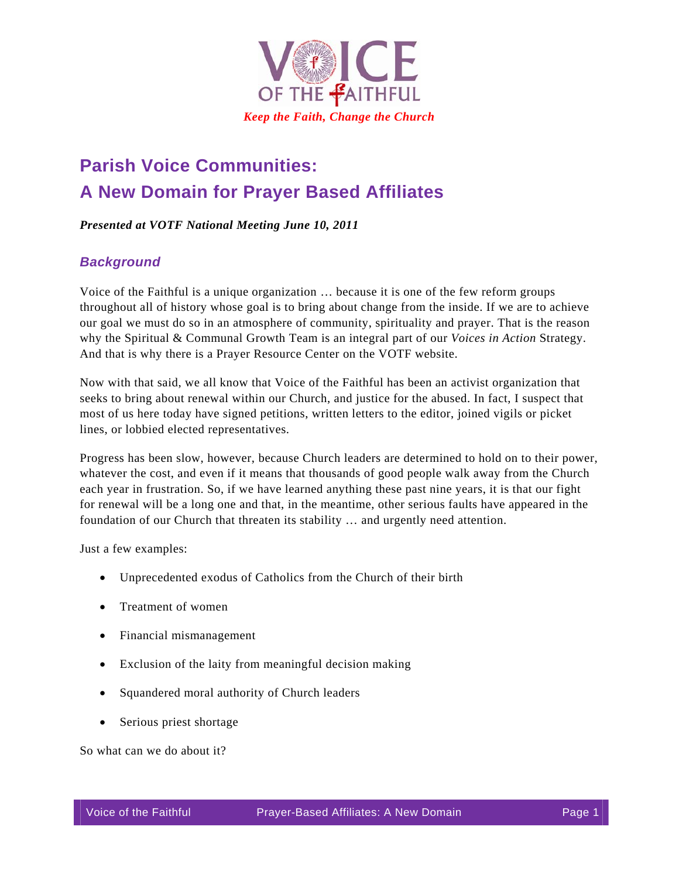VOICE OF THE FAITHFUL

*Keep the Faith, Change the Church*

# Parish Voice Communities:
# A New Domain for Prayer Based Affiliates

***Presented at VOTF National Meeting June 10, 2011***

## *Background*

Voice of the Faithful is a unique organization … because it is one of the few reform groups throughout all of history whose goal is to bring about change from the inside. If we are to achieve our goal we must do so in an atmosphere of community, spirituality and prayer. That is the reason why the Spiritual & Communal Growth Team is an integral part of our *Voices in Action* Strategy. And that is why there is a Prayer Resource Center on the VOTF website.

Now with that said, we all know that Voice of the Faithful has been an activist organization that seeks to bring about renewal within our Church, and justice for the abused. In fact, I suspect that most of us here today have signed petitions, written letters to the editor, joined vigils or picket lines, or lobbied elected representatives.

Progress has been slow, however, because Church leaders are determined to hold on to their power, whatever the cost, and even if it means that thousands of good people walk away from the Church each year in frustration. So, if we have learned anything these past nine years, it is that our fight for renewal will be a long one and that, in the meantime, other serious faults have appeared in the foundation of our Church that threaten its stability … and urgently need attention.

Just a few examples:

- Unprecedented exodus of Catholics from the Church of their birth
- Treatment of women
- Financial mismanagement
- Exclusion of the laity from meaningful decision making
- Squandered moral authority of Church leaders
- Serious priest shortage

So what can we do about it?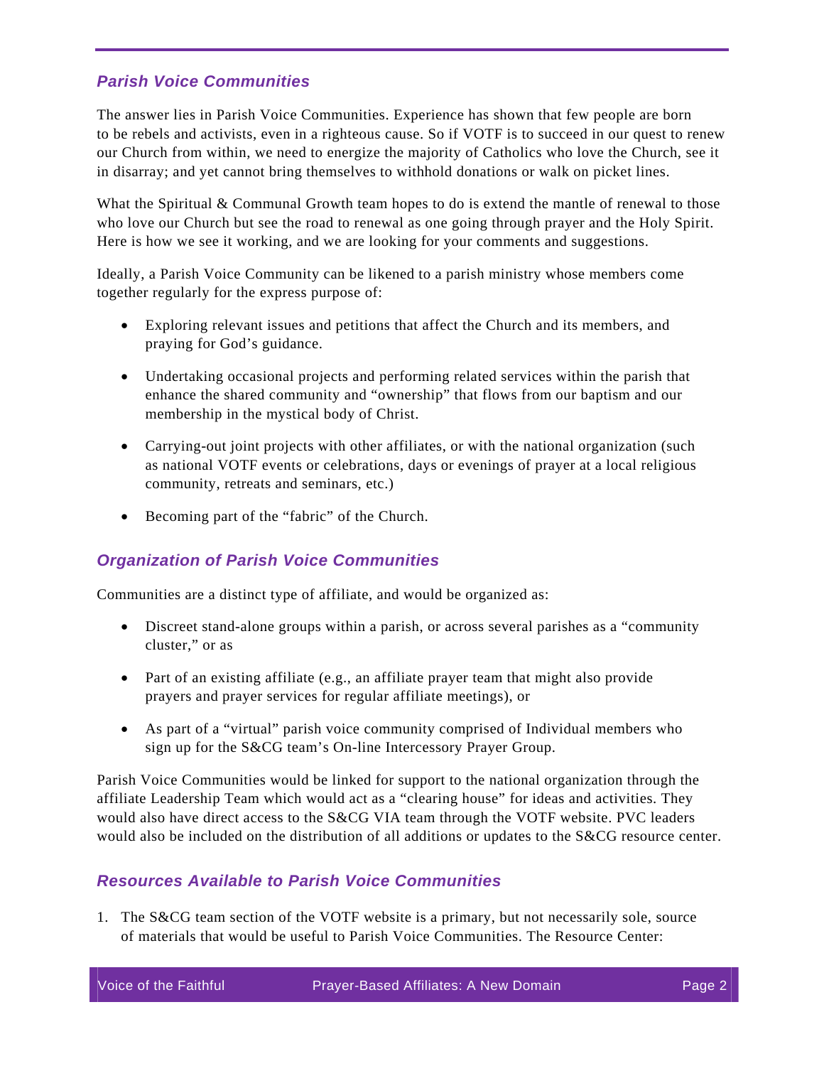## *Parish Voice Communities*

The answer lies in Parish Voice Communities. Experience has shown that few people are born to be rebels and activists, even in a righteous cause. So if VOTF is to succeed in our quest to renew our Church from within, we need to energize the majority of Catholics who love the Church, see it in disarray; and yet cannot bring themselves to withhold donations or walk on picket lines.

What the Spiritual & Communal Growth team hopes to do is extend the mantle of renewal to those who love our Church but see the road to renewal as one going through prayer and the Holy Spirit. Here is how we see it working, and we are looking for your comments and suggestions.

Ideally, a Parish Voice Community can be likened to a parish ministry whose members come together regularly for the express purpose of:

- Exploring relevant issues and petitions that affect the Church and its members, and praying for God's guidance.
- Undertaking occasional projects and performing related services within the parish that enhance the shared community and "ownership" that flows from our baptism and our membership in the mystical body of Christ.
- Carrying-out joint projects with other affiliates, or with the national organization (such as national VOTF events or celebrations, days or evenings of prayer at a local religious community, retreats and seminars, etc.)
- Becoming part of the "fabric" of the Church.

## *Organization of Parish Voice Communities*

Communities are a distinct type of affiliate, and would be organized as:

- Discreet stand-alone groups within a parish, or across several parishes as a "community cluster," or as
- Part of an existing affiliate (e.g., an affiliate prayer team that might also provide prayers and prayer services for regular affiliate meetings), or
- As part of a "virtual" parish voice community comprised of Individual members who sign up for the S&CG team's On-line Intercessory Prayer Group.

Parish Voice Communities would be linked for support to the national organization through the affiliate Leadership Team which would act as a "clearing house" for ideas and activities. They would also have direct access to the S&CG VIA team through the VOTF website. PVC leaders would also be included on the distribution of all additions or updates to the S&CG resource center.

## *Resources Available to Parish Voice Communities*

1. The S&CG team section of the VOTF website is a primary, but not necessarily sole, source of materials that would be useful to Parish Voice Communities. The Resource Center: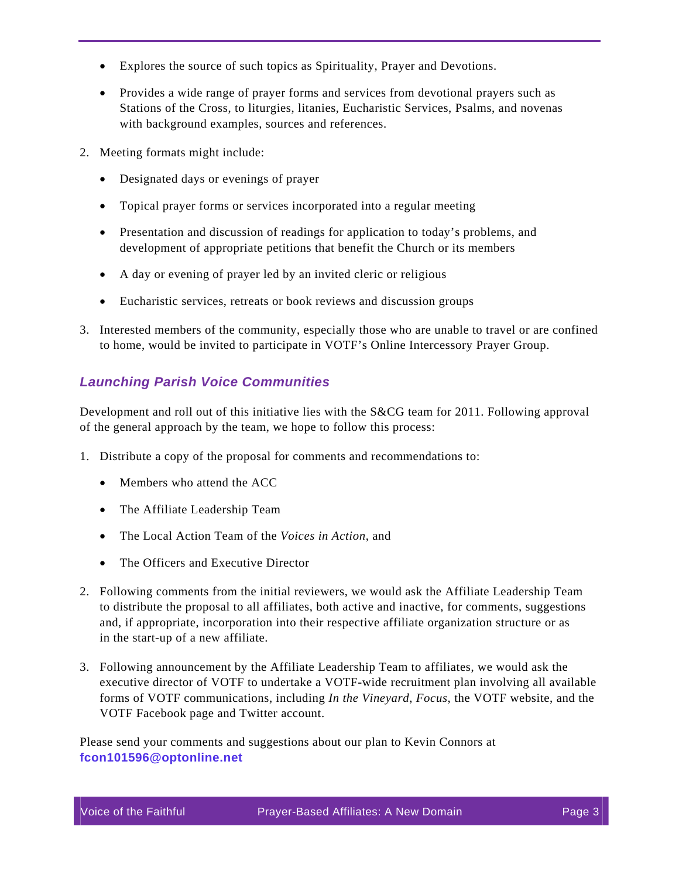- Explores the source of such topics as Spirituality, Prayer and Devotions.
- Provides a wide range of prayer forms and services from devotional prayers such as Stations of the Cross, to liturgies, litanies, Eucharistic Services, Psalms, and novenas with background examples, sources and references.

2. Meeting formats might include:
   - Designated days or evenings of prayer
   - Topical prayer forms or services incorporated into a regular meeting
   - Presentation and discussion of readings for application to today's problems, and development of appropriate petitions that benefit the Church or its members
   - A day or evening of prayer led by an invited cleric or religious
   - Eucharistic services, retreats or book reviews and discussion groups
3. Interested members of the community, especially those who are unable to travel or are confined to home, would be invited to participate in VOTF's Online Intercessory Prayer Group.

## *Launching Parish Voice Communities*

Development and roll out of this initiative lies with the S&CG team for 2011. Following approval of the general approach by the team, we hope to follow this process:

1. Distribute a copy of the proposal for comments and recommendations to:
   - Members who attend the ACC
   - The Affiliate Leadership Team
   - The Local Action Team of the *Voices in Action*, and
   - The Officers and Executive Director
2. Following comments from the initial reviewers, we would ask the Affiliate Leadership Team to distribute the proposal to all affiliates, both active and inactive, for comments, suggestions and, if appropriate, incorporation into their respective affiliate organization structure or as in the start-up of a new affiliate.
3. Following announcement by the Affiliate Leadership Team to affiliates, we would ask the executive director of VOTF to undertake a VOTF-wide recruitment plan involving all available forms of VOTF communications, including *In the Vineyard, Focus*, the VOTF website, and the VOTF Facebook page and Twitter account.

Please send your comments and suggestions about our plan to Kevin Connors at **fcon101596@optonline.net**